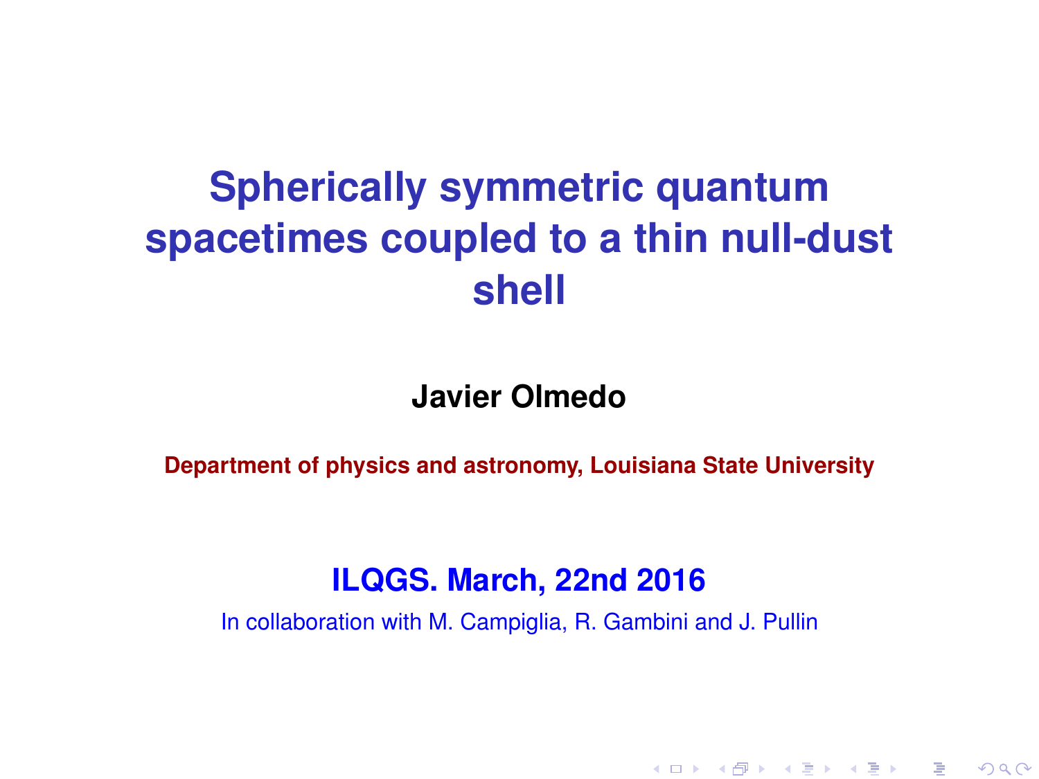# Spherically symmetric quantum spacetimes coupled to a thin null-dust shell

**Javier Olmedo**

**Department of physics and astronomy, Louisiana State University**

**ILQGS. March, 22nd 2016**

In collaboration with M. Campiglia, R. Gambini and J. Pullin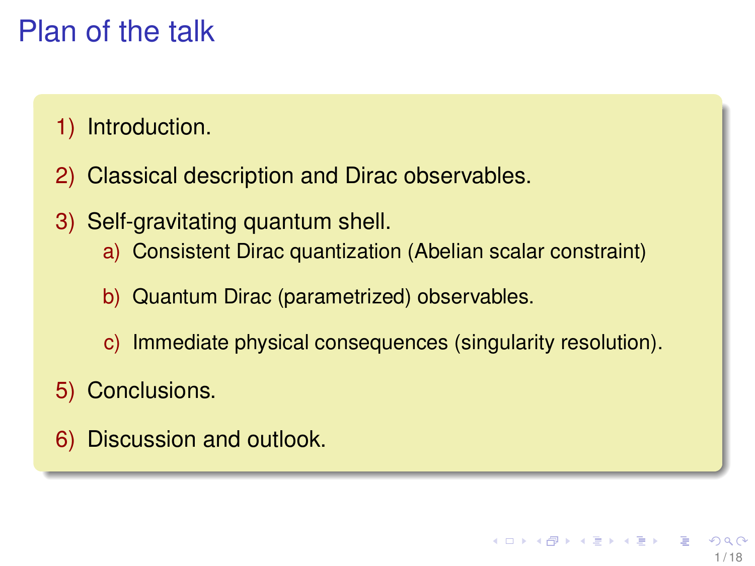# Plan of the talk

1) Introduction.

2) Classical description and Dirac observables.

3) Self-gravitating quantum shell.

   a) Consistent Dirac quantization (Abelian scalar constraint)

   b) Quantum Dirac (parametrized) observables.

   c) Immediate physical consequences (singularity resolution).

5) Conclusions.

6) Discussion and outlook.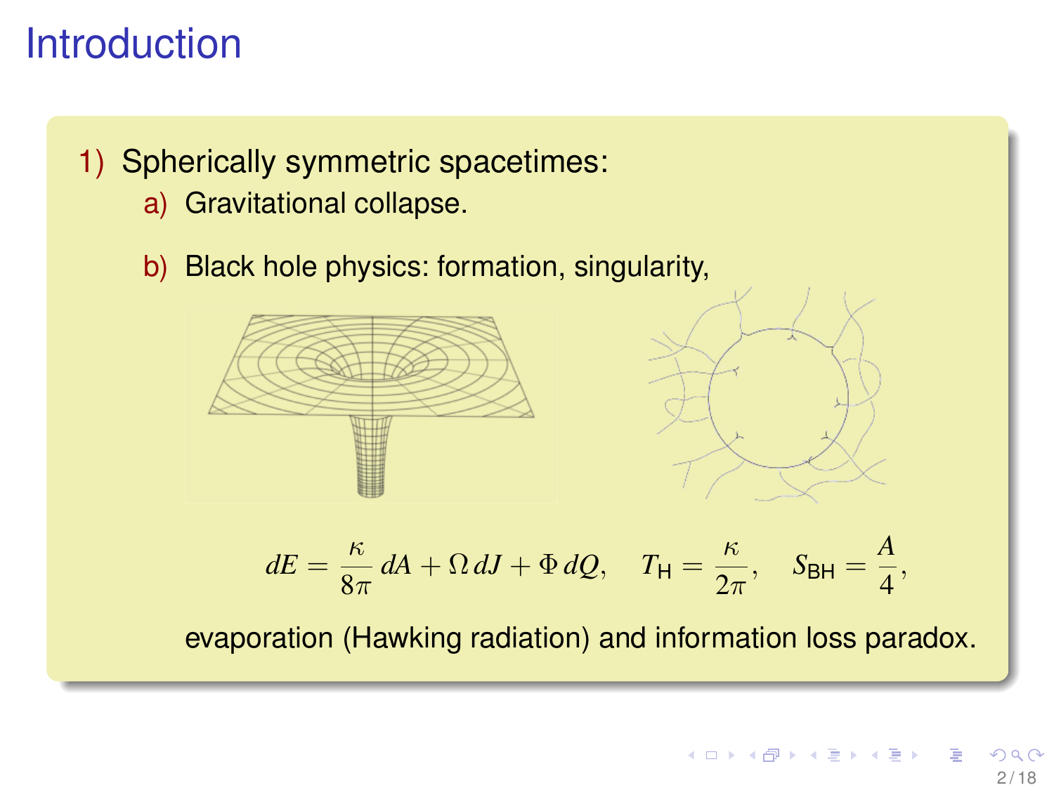# Introduction

1) Spherically symmetric spacetimes:
   a) Gravitational collapse.
   b) Black hole physics: formation, singularity,

$$dE = \frac{\kappa}{8\pi}\, dA + \Omega\, dJ + \Phi\, dQ, \quad T_{\mathrm{H}} = \frac{\kappa}{2\pi}, \quad S_{\mathrm{BH}} = \frac{A}{4},$$

   evaporation (Hawking radiation) and information loss paradox.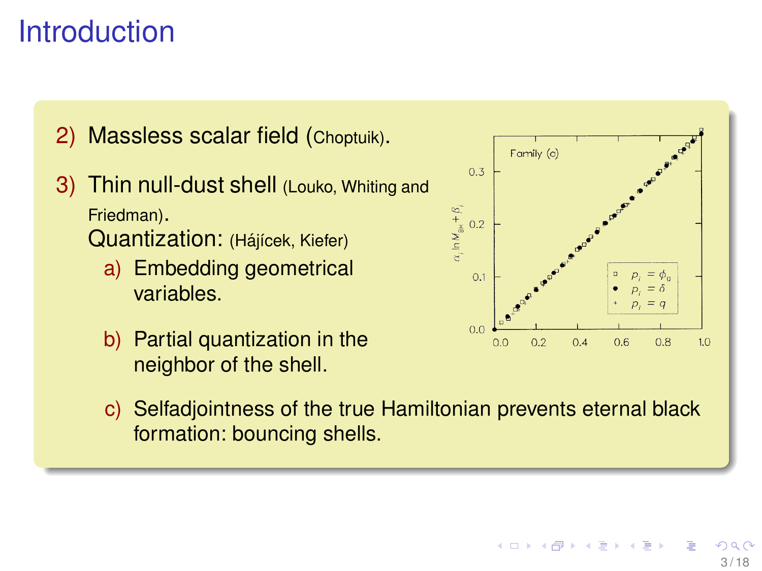# Introduction

2) Massless scalar field (Choptuik).

3) Thin null-dust shell (Louko, Whiting and Friedman).
   Quantization: (Hájícek, Kiefer)
   a) Embedding geometrical variables.
   b) Partial quantization in the neighbor of the shell.
   c) Selfadjointness of the true Hamiltonian prevents eternal black formation: bouncing shells.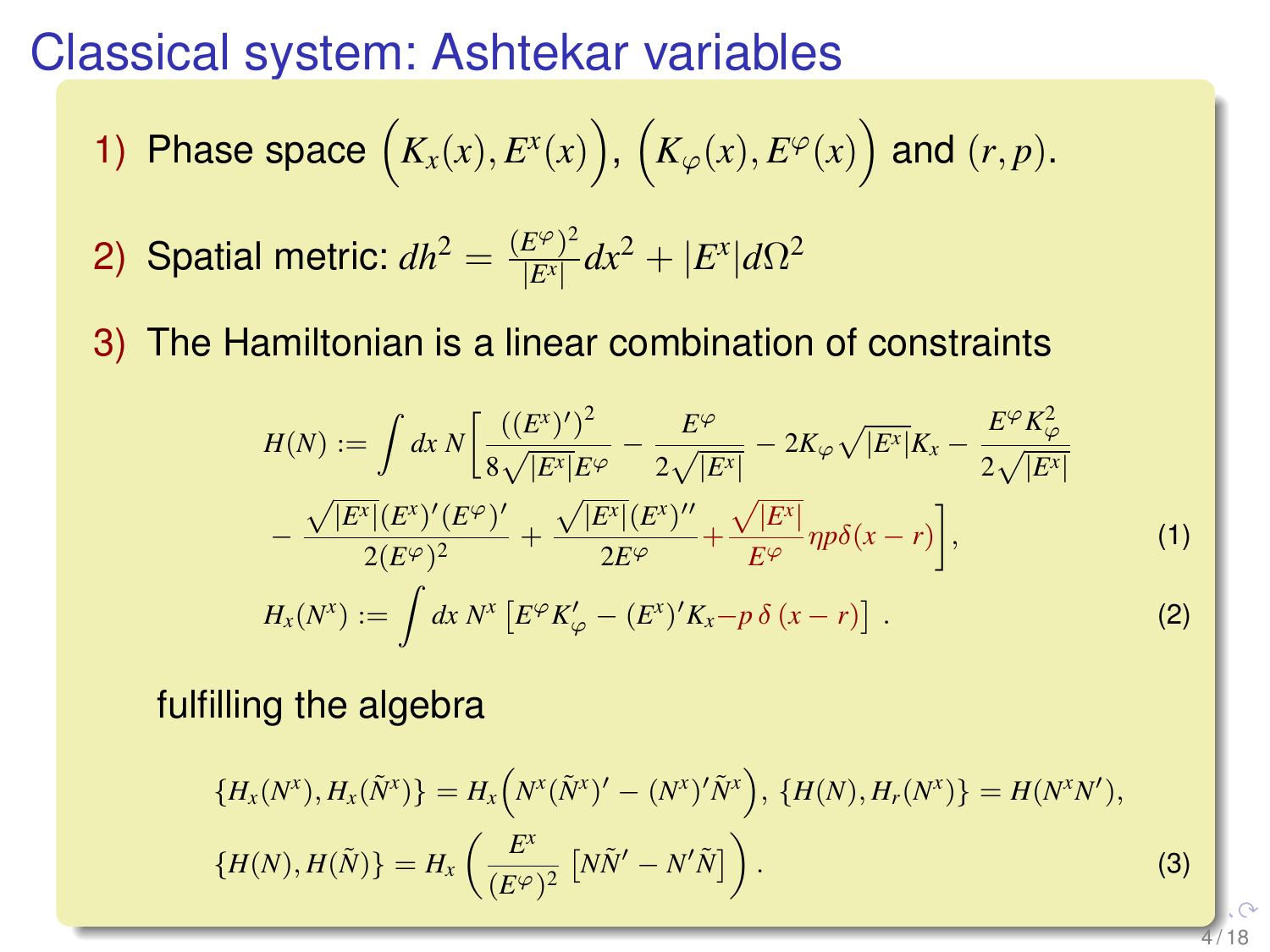# Classical system: Ashtekar variables

1) Phase space $\left(K_x(x), E^x(x)\right)$, $\left(K_\varphi(x), E^\varphi(x)\right)$ and $(r, p)$.

2) Spatial metric: $dh^2 = \frac{(E^\varphi)^2}{|E^x|}dx^2 + |E^x| d\Omega^2$

3) The Hamiltonian is a linear combination of constraints

$$
\begin{aligned}
H(N) := \int dx\, N\Big[ & \frac{((E^x)')^2}{8\sqrt{|E^x|}E^\varphi} - \frac{E^\varphi}{2\sqrt{|E^x|}} - 2K_\varphi\sqrt{|E^x|}K_x - \frac{E^\varphi K_\varphi^2}{2\sqrt{|E^x|}} \\
& - \frac{\sqrt{|E^x|}(E^x)'(E^\varphi)'}{2(E^\varphi)^2} + \frac{\sqrt{|E^x|}(E^x)''}{2E^\varphi} + \frac{\sqrt{|E^x|}}{E^\varphi}\eta p \delta(x-r)\Big],
\end{aligned} \tag{1}
$$

$$
H_x(N^x) := \int dx\, N^x \left[E^\varphi K_\varphi' - (E^x)'K_x - p\,\delta\,(x-r)\right]. \tag{2}
$$

fulfilling the algebra

$$
\begin{aligned}
&\{H_x(N^x), H_x(\tilde{N}^x)\} = H_x\Big(N^x(\tilde{N}^x)' - (N^x)'\tilde{N}^x\Big),\ \{H(N), H_r(N^x)\} = H(N^x N'), \\
&\{H(N), H(\tilde{N})\} = H_x\left(\frac{E^x}{(E^\varphi)^2}\left[N\tilde{N}' - N'\tilde{N}\right]\right).
\end{aligned} \tag{3}
$$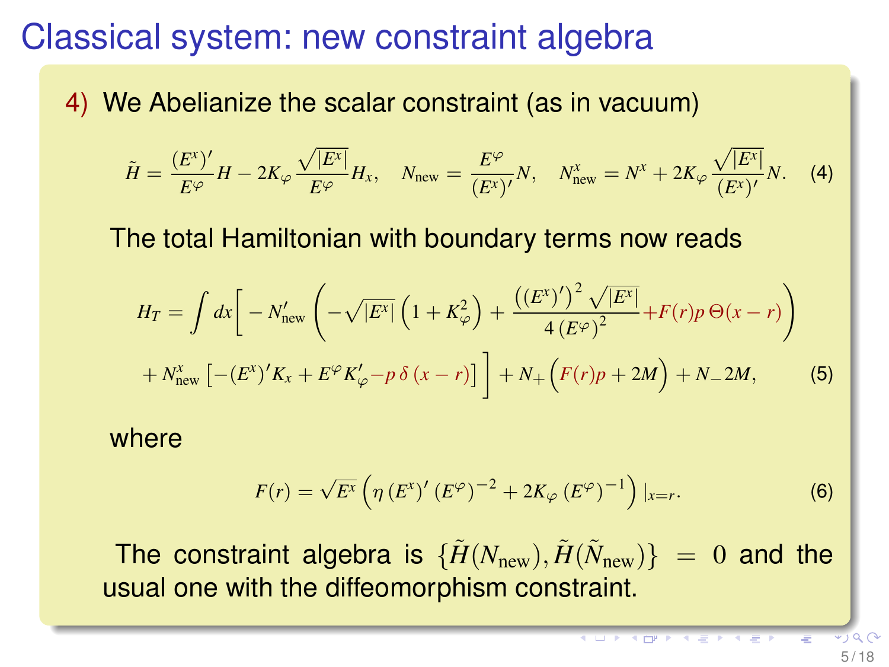# Classical system: new constraint algebra

4) We Abelianize the scalar constraint (as in vacuum)

$$\tilde{H} = \frac{(E^x)'}{E^\varphi} H - 2K_\varphi \frac{\sqrt{|E^x|}}{E^\varphi} H_x, \quad N_{\rm new} = \frac{E^\varphi}{(E^x)'} N, \quad N^x_{\rm new} = N^x + 2K_\varphi \frac{\sqrt{|E^x|}}{(E^x)'} N. \quad (4)$$

The total Hamiltonian with boundary terms now reads

$$H_T = \int dx \Bigg[ - N'_{\rm new} \left( -\sqrt{|E^x|} \left(1 + K_\varphi^2\right) + \frac{\left((E^x)'\right)^2 \sqrt{|E^x|}}{4\,(E^\varphi)^2} + F(r) p\,\Theta(x-r) \right)$$
$$+ N^x_{\rm new} \left[ -(E^x)' K_x + E^\varphi K'_\varphi - p\,\delta\,(x-r) \right] \Bigg] + N_+ \Big( F(r) p + 2M \Big) + N_- 2M, \quad (5)$$

where

$$F(r) = \sqrt{E^x} \left( \eta\,(E^x)'\,(E^\varphi)^{-2} + 2K_\varphi\,(E^\varphi)^{-1} \right) |_{x=r}. \quad (6)$$

The constraint algebra is $\{\tilde{H}(N_{\rm new}), \tilde{H}(\tilde{N}_{\rm new})\} = 0$ and the usual one with the diffeomorphism constraint.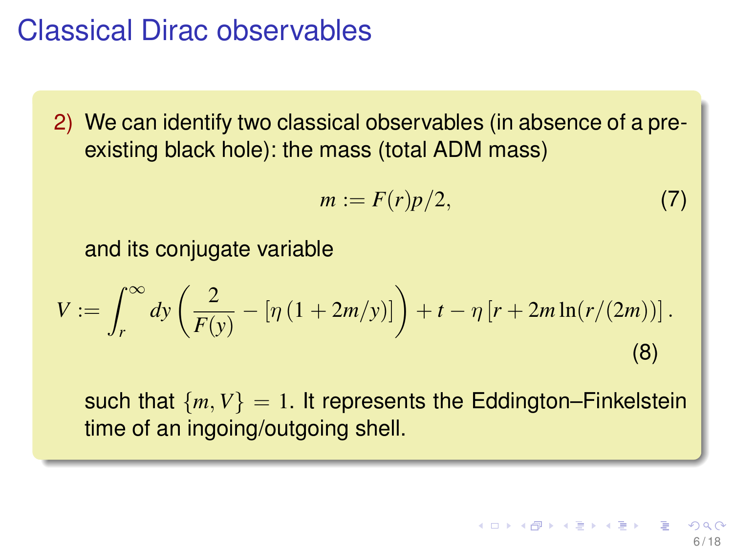# Classical Dirac observables

2) We can identify two classical observables (in absence of a pre-existing black hole): the mass (total ADM mass)

$$m := F(r)p/2, \tag{7}$$

and its conjugate variable

$$V := \int_r^\infty dy \left( \frac{2}{F(y)} - \left[\eta\left(1 + 2m/y\right)\right] \right) + t - \eta\left[r + 2m\ln(r/(2m))\right]. \tag{8}$$

such that $\{m, V\} = 1$. It represents the Eddington–Finkelstein time of an ingoing/outgoing shell.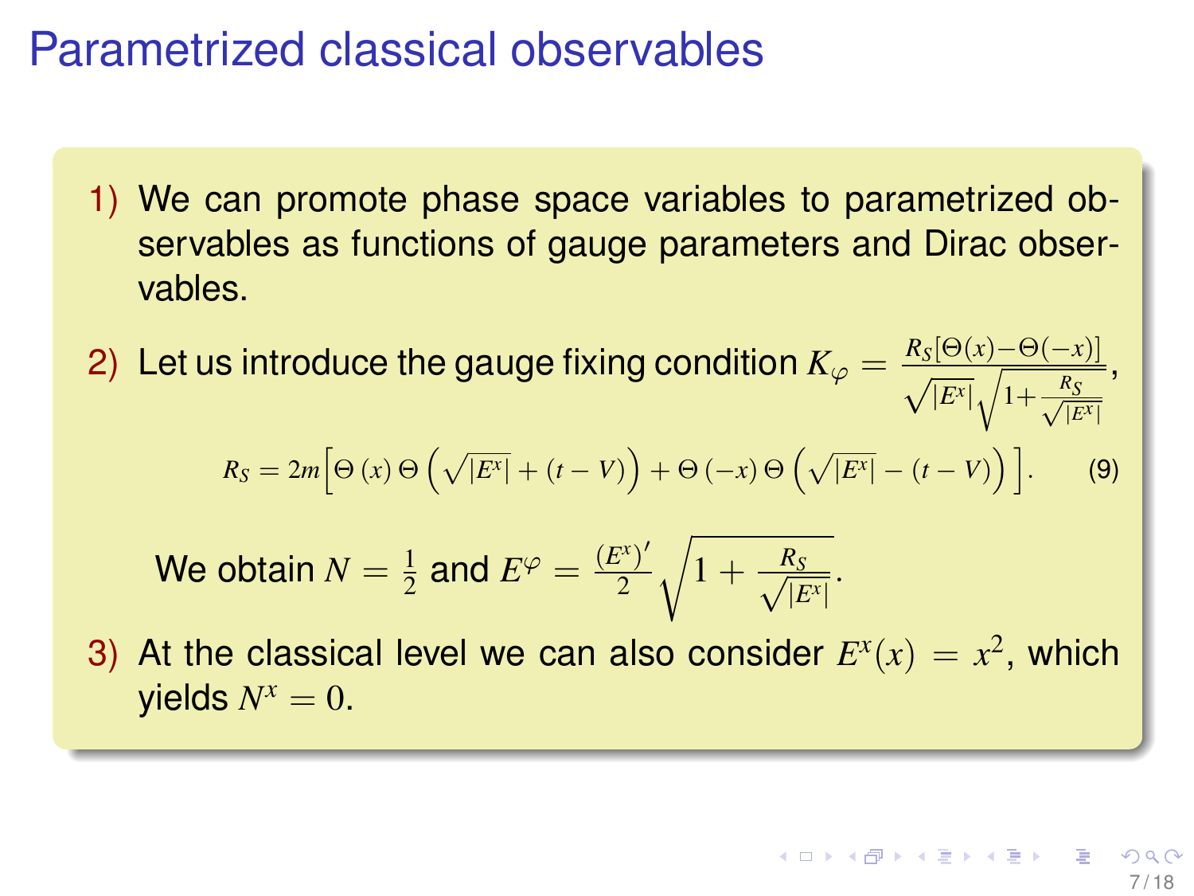# Parametrized classical observables

1) We can promote phase space variables to parametrized observables as functions of gauge parameters and Dirac observables.

2) Let us introduce the gauge fixing condition $K_\varphi = \frac{R_S[\Theta(x)-\Theta(-x)]}{\sqrt{|E^x|}\sqrt{1+\frac{R_S}{\sqrt{|E^x|}}}}$,

$$R_S = 2m\Big[\Theta\left(x\right)\Theta\left(\sqrt{|E^x|}+(t-V)\right)+\Theta\left(-x\right)\Theta\left(\sqrt{|E^x|}-(t-V)\right)\Big]. \quad (9)$$

We obtain $N = \frac{1}{2}$ and $E^\varphi = \frac{(E^x)'}{2}\sqrt{1+\frac{R_S}{\sqrt{|E^x|}}}$.

3) At the classical level we can also consider $E^x(x) = x^2$, which yields $N^x = 0$.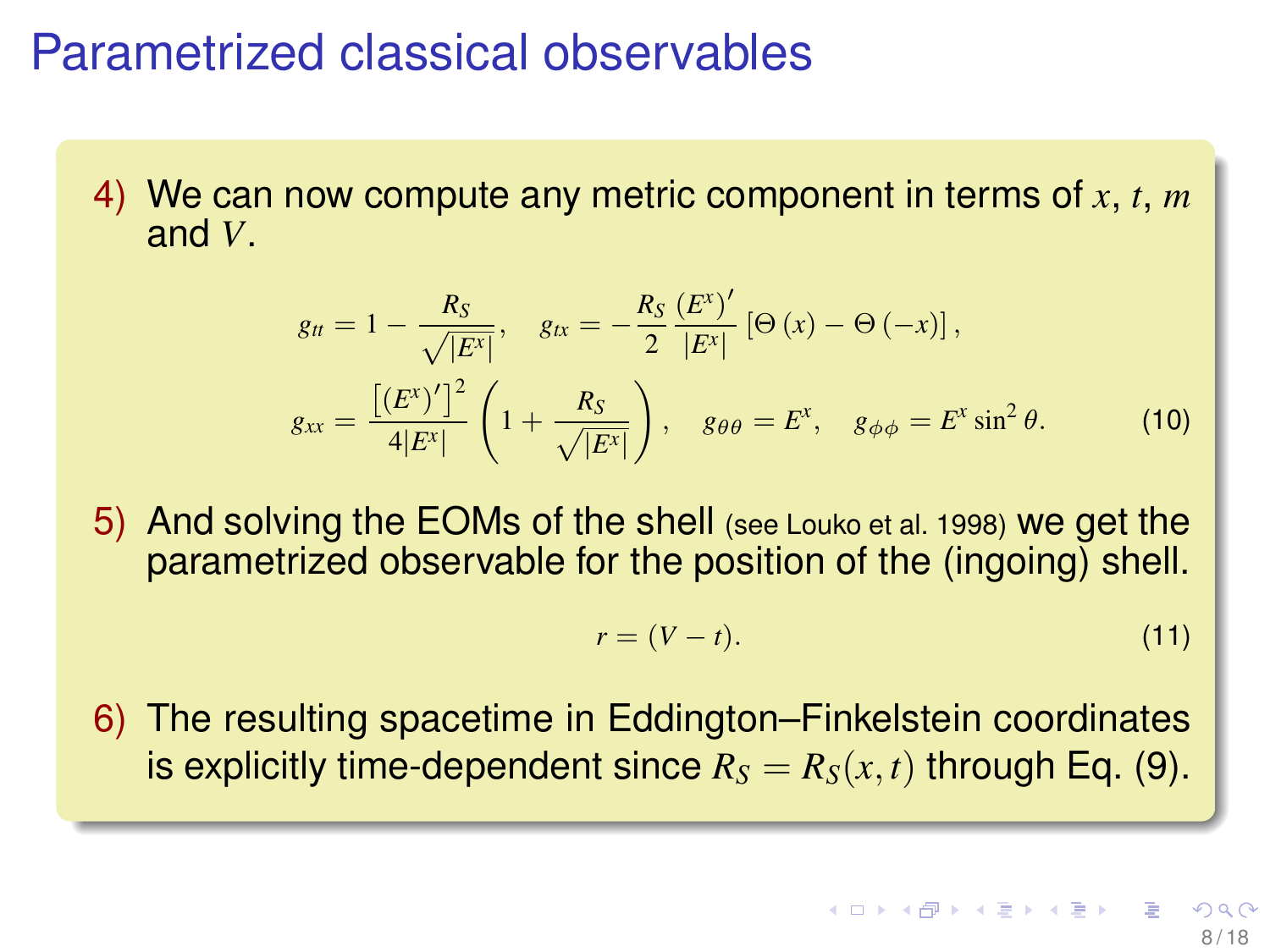# Parametrized classical observables

4) We can now compute any metric component in terms of $x$, $t$, $m$ and $V$.

$$g_{tt} = 1 - \frac{R_S}{\sqrt{|E^x|}}, \quad g_{tx} = -\frac{R_S}{2}\frac{(E^x)'}{|E^x|}\left[\Theta(x) - \Theta(-x)\right],$$

$$g_{xx} = \frac{\left[(E^x)'\right]^2}{4|E^x|}\left(1 + \frac{R_S}{\sqrt{|E^x|}}\right), \quad g_{\theta\theta} = E^x, \quad g_{\phi\phi} = E^x \sin^2\theta. \tag{10}$$

5) And solving the EOMs of the shell (see Louko et al. 1998) we get the parametrized observable for the position of the (ingoing) shell.

$$r = (V - t). \tag{11}$$

6) The resulting spacetime in Eddington–Finkelstein coordinates is explicitly time-dependent since $R_S = R_S(x,t)$ through Eq. (9).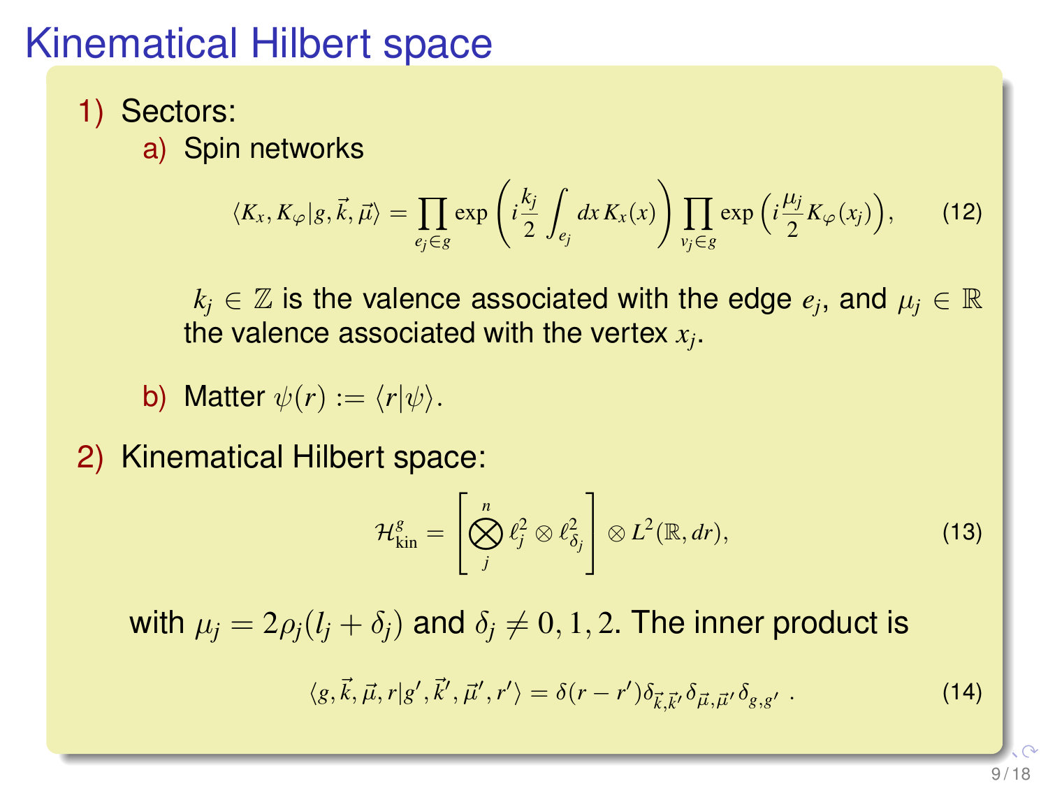# Kinematical Hilbert space

1) Sectors:

   a) Spin networks

$$\langle K_x, K_\varphi | g, \vec{k}, \vec{\mu} \rangle = \prod_{e_j \in g} \exp\left( i \frac{k_j}{2} \int_{e_j} dx\, K_x(x) \right) \prod_{v_j \in g} \exp\left( i \frac{\mu_j}{2} K_\varphi(x_j) \right), \tag{12}$$

   $k_j \in \mathbb{Z}$ is the valence associated with the edge $e_j$, and $\mu_j \in \mathbb{R}$ the valence associated with the vertex $x_j$.

   b) Matter $\psi(r) := \langle r | \psi \rangle$.

2) Kinematical Hilbert space:

$$\mathcal{H}^g_{\text{kin}} = \left[ \bigotimes_j^n \ell^2_j \otimes \ell^2_{\delta_j} \right] \otimes L^2(\mathbb{R}, dr), \tag{13}$$

with $\mu_j = 2\rho_j(l_j + \delta_j)$ and $\delta_j \neq 0, 1, 2$. The inner product is

$$\langle g, \vec{k}, \vec{\mu}, r | g', \vec{k}', \vec{\mu}', r' \rangle = \delta(r - r') \delta_{\vec{k}, \vec{k}'} \delta_{\vec{\mu}, \vec{\mu}'} \delta_{g, g'} \,. \tag{14}$$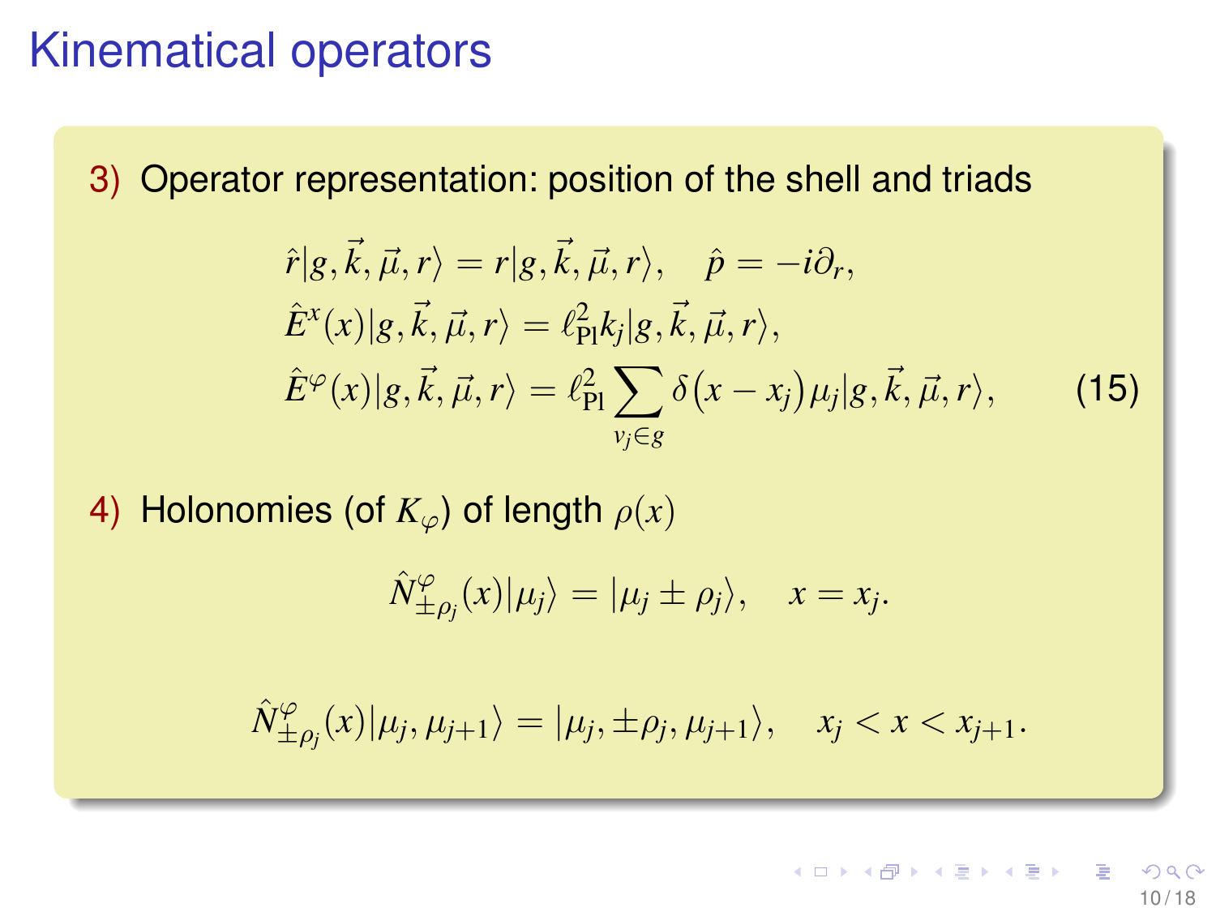# Kinematical operators

3) Operator representation: position of the shell and triads

$$
\begin{aligned}
&\hat{r}|g,\vec{k},\vec{\mu},r\rangle = r|g,\vec{k},\vec{\mu},r\rangle, \quad \hat{p} = -i\partial_r, \\
&\hat{E}^x(x)|g,\vec{k},\vec{\mu},r\rangle = \ell_{\mathrm{Pl}}^2 k_j|g,\vec{k},\vec{\mu},r\rangle, \\
&\hat{E}^\varphi(x)|g,\vec{k},\vec{\mu},r\rangle = \ell_{\mathrm{Pl}}^2 \sum_{v_j\in g} \delta\big(x-x_j\big)\mu_j|g,\vec{k},\vec{\mu},r\rangle,
\end{aligned}
\tag{15}
$$

4) Holonomies (of $K_\varphi$) of length $\rho(x)$

$$
\hat{N}^\varphi_{\pm\rho_j}(x)|\mu_j\rangle = |\mu_j \pm \rho_j\rangle, \quad x = x_j.
$$

$$
\hat{N}^\varphi_{\pm\rho_j}(x)|\mu_j,\mu_{j+1}\rangle = |\mu_j, \pm\rho_j, \mu_{j+1}\rangle, \quad x_j < x < x_{j+1}.
$$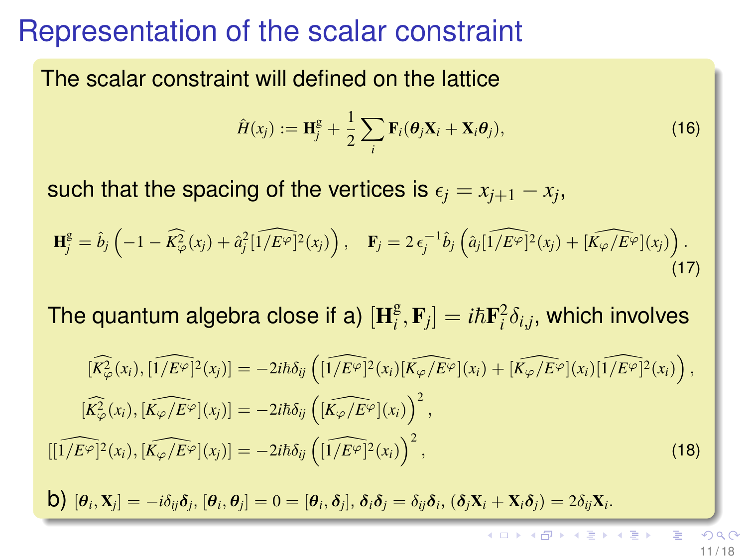# Representation of the scalar constraint

The scalar constraint will defined on the lattice

$$\hat{H}(x_j) := \mathbf{H}^{\mathrm{g}}_j + \frac{1}{2}\sum_i \mathbf{F}_i(\boldsymbol{\theta}_j \mathbf{X}_i + \mathbf{X}_i \boldsymbol{\theta}_j), \tag{16}$$

such that the spacing of the vertices is $\epsilon_j = x_{j+1} - x_j$,

$$\mathbf{H}^{\mathrm{g}}_j = \hat{b}_j \left(-1 - \widehat{K^2_\varphi}(x_j) + \hat{a}^2_j [\widehat{1/E^\varphi}]^2(x_j)\right), \quad \mathbf{F}_j = 2\,\epsilon_j^{-1} \hat{b}_j \left(\hat{a}_j [\widehat{1/E^\varphi}]^2(x_j) + [\widehat{K_\varphi/E^\varphi}](x_j)\right). \tag{17}$$

The quantum algebra close if a) $[\mathbf{H}^{\mathrm{g}}_i, \mathbf{F}_j] = i\hbar \mathbf{F}^2_i \delta_{i,j}$, which involves

$$\begin{aligned}
[\widehat{K^2_\varphi}(x_i), [\widehat{1/E^\varphi}]^2(x_j)] &= -2i\hbar\delta_{ij}\left([\widehat{1/E^\varphi}]^2(x_i)[\widehat{K_\varphi/E^\varphi}](x_i) + [\widehat{K_\varphi/E^\varphi}](x_i)[\widehat{1/E^\varphi}]^2(x_i)\right), \\
[\widehat{K^2_\varphi}(x_i), [\widehat{K_\varphi/E^\varphi}](x_j)] &= -2i\hbar\delta_{ij}\left([\widehat{K_\varphi/E^\varphi}](x_i)\right)^2, \\
[[\widehat{1/E^\varphi}]^2(x_i), [\widehat{K_\varphi/E^\varphi}](x_j)] &= -2i\hbar\delta_{ij}\left([\widehat{1/E^\varphi}]^2(x_i)\right)^2,
\end{aligned} \tag{18}$$

b) $[\boldsymbol{\theta}_i, \mathbf{X}_j] = -i\delta_{ij}\boldsymbol{\delta}_j$, $[\boldsymbol{\theta}_i, \boldsymbol{\theta}_j] = 0 = [\boldsymbol{\theta}_i, \boldsymbol{\delta}_j]$, $\boldsymbol{\delta}_i\boldsymbol{\delta}_j = \delta_{ij}\boldsymbol{\delta}_i$, $(\boldsymbol{\delta}_j\mathbf{X}_i + \mathbf{X}_i\boldsymbol{\delta}_j) = 2\delta_{ij}\mathbf{X}_i$.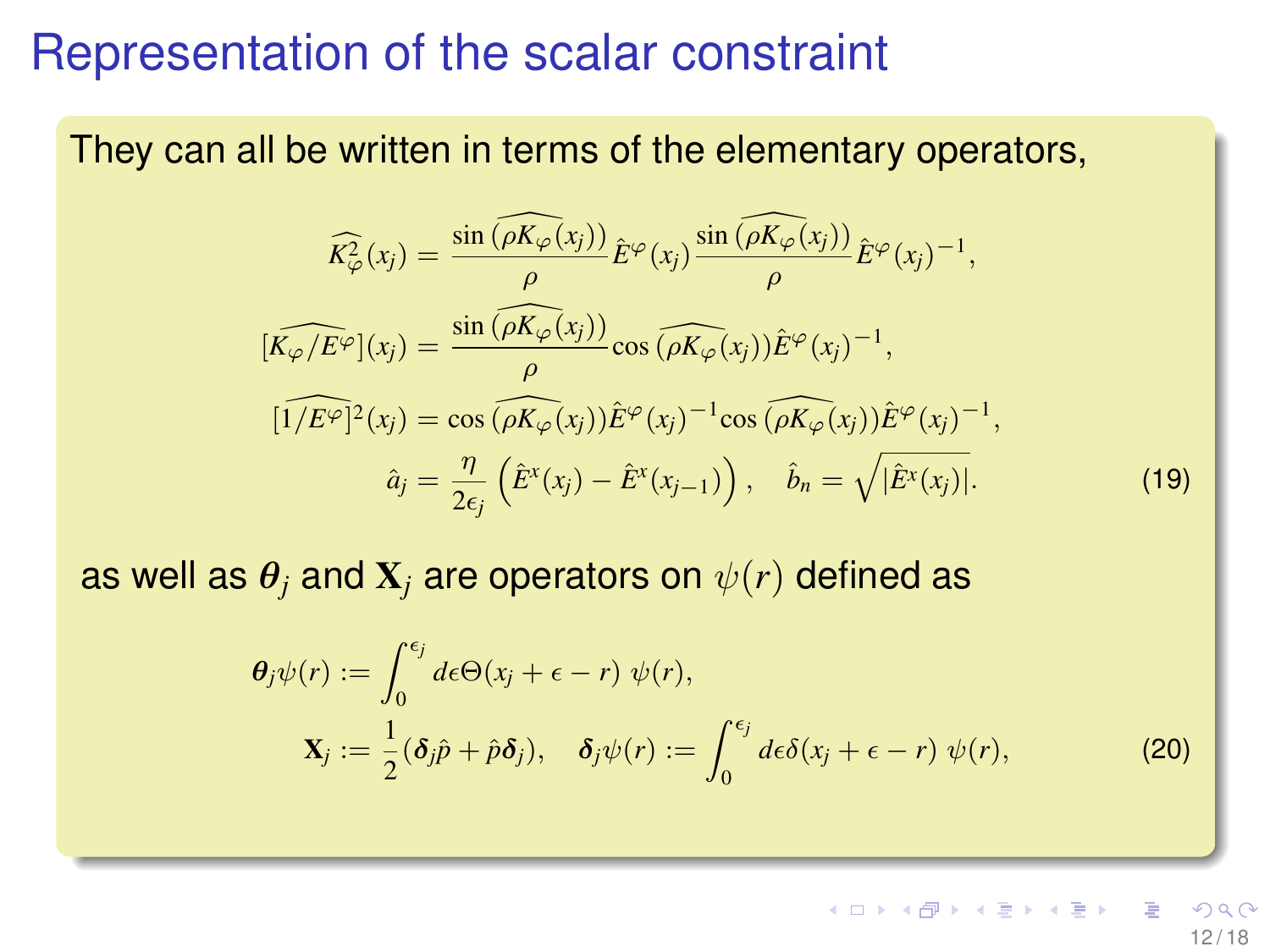# Representation of the scalar constraint

They can all be written in terms of the elementary operators,

$$
\begin{aligned}
\widehat{K_\varphi^2}(x_j) &= \frac{\sin\widehat{(\rho K_\varphi(x_j))}}{\rho}\hat{E}^\varphi(x_j)\frac{\sin\widehat{(\rho K_\varphi(x_j))}}{\rho}\hat{E}^\varphi(x_j)^{-1}, \\
[\widehat{K_\varphi/E^\varphi}](x_j) &= \frac{\sin\widehat{(\rho K_\varphi(x_j))}}{\rho}\cos\widehat{(\rho K_\varphi(x_j))}\hat{E}^\varphi(x_j)^{-1}, \\
[\widehat{1/E^\varphi}]^2(x_j) &= \cos\widehat{(\rho K_\varphi(x_j))}\hat{E}^\varphi(x_j)^{-1}\cos\widehat{(\rho K_\varphi(x_j))}\hat{E}^\varphi(x_j)^{-1}, \\
\hat{a}_j &= \frac{\eta}{2\epsilon_j}\left(\hat{E}^x(x_j) - \hat{E}^x(x_{j-1})\right), \quad \hat{b}_n = \sqrt{|\hat{E}^x(x_j)|}.
\end{aligned}
\tag{19}
$$

as well as $\boldsymbol{\theta}_j$ and $\mathbf{X}_j$ are operators on $\psi(r)$ defined as

$$
\begin{aligned}
\boldsymbol{\theta}_j\psi(r) &:= \int_0^{\epsilon_j} d\epsilon\Theta(x_j + \epsilon - r)\ \psi(r), \\
\mathbf{X}_j &:= \frac{1}{2}(\boldsymbol{\delta}_j\hat{p} + \hat{p}\boldsymbol{\delta}_j), \quad \boldsymbol{\delta}_j\psi(r) := \int_0^{\epsilon_j} d\epsilon\delta(x_j + \epsilon - r)\ \psi(r),
\end{aligned}
\tag{20}
$$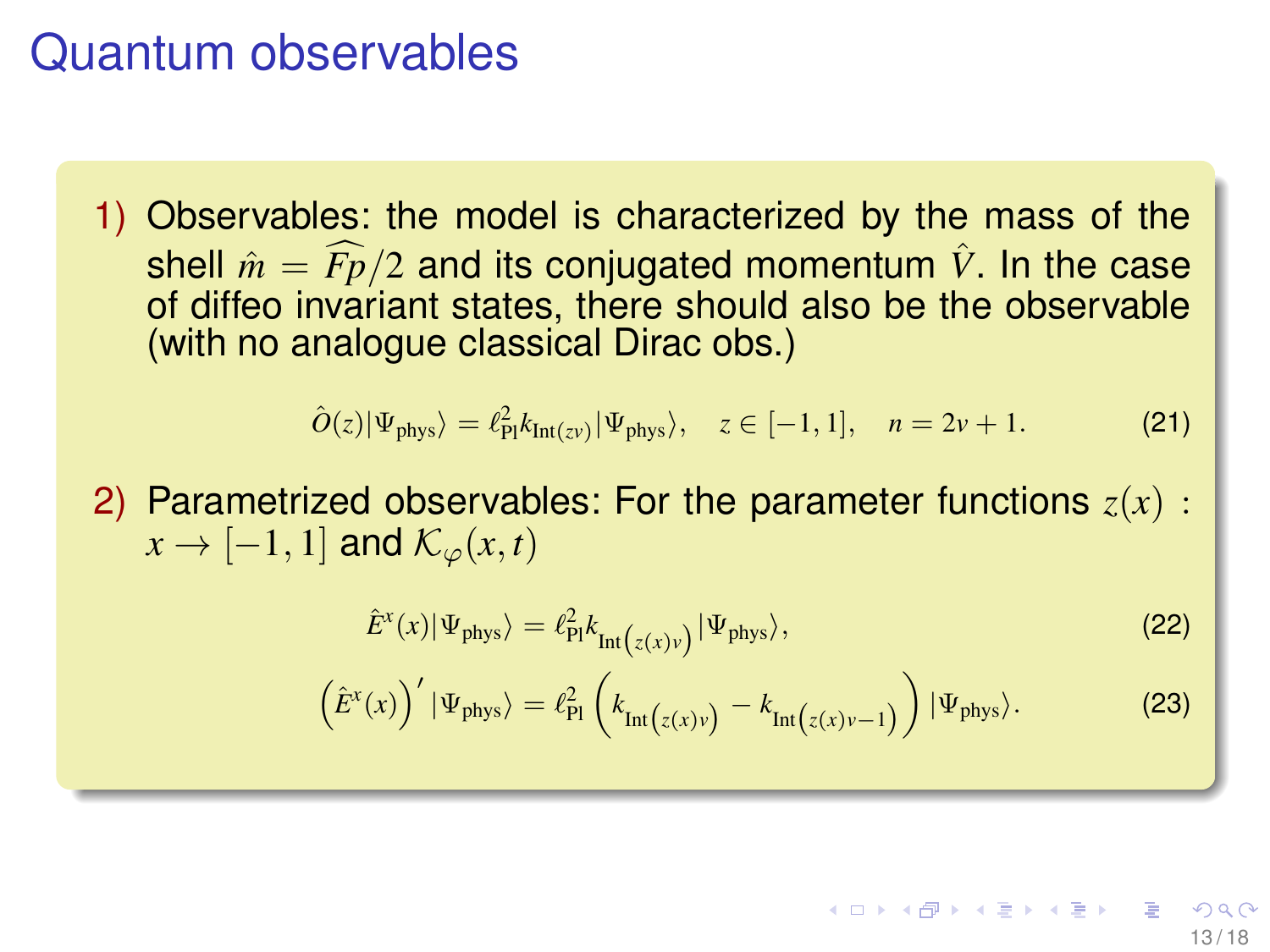# Quantum observables

1) Observables: the model is characterized by the mass of the shell $\hat{m} = \widehat{Fp}/2$ and its conjugated momentum $\hat{V}$. In the case of diffeo invariant states, there should also be the observable (with no analogue classical Dirac obs.)

$$\hat{O}(z)|\Psi_{\text{phys}}\rangle = \ell_{\text{Pl}}^2 k_{\text{Int}(zv)}|\Psi_{\text{phys}}\rangle, \quad z \in [-1, 1], \quad n = 2v + 1. \tag{21}$$

2) Parametrized observables: For the parameter functions $z(x) : x \to [-1, 1]$ and $\mathcal{K}_\varphi(x, t)$

$$\hat{E}^x(x)|\Psi_{\text{phys}}\rangle = \ell_{\text{Pl}}^2 k_{\text{Int}\left(z(x)v\right)}|\Psi_{\text{phys}}\rangle, \tag{22}$$

$$\left(\hat{E}^x(x)\right)'|\Psi_{\text{phys}}\rangle = \ell_{\text{Pl}}^2 \left(k_{\text{Int}\left(z(x)v\right)} - k_{\text{Int}\left(z(x)v-1\right)}\right)|\Psi_{\text{phys}}\rangle. \tag{23}$$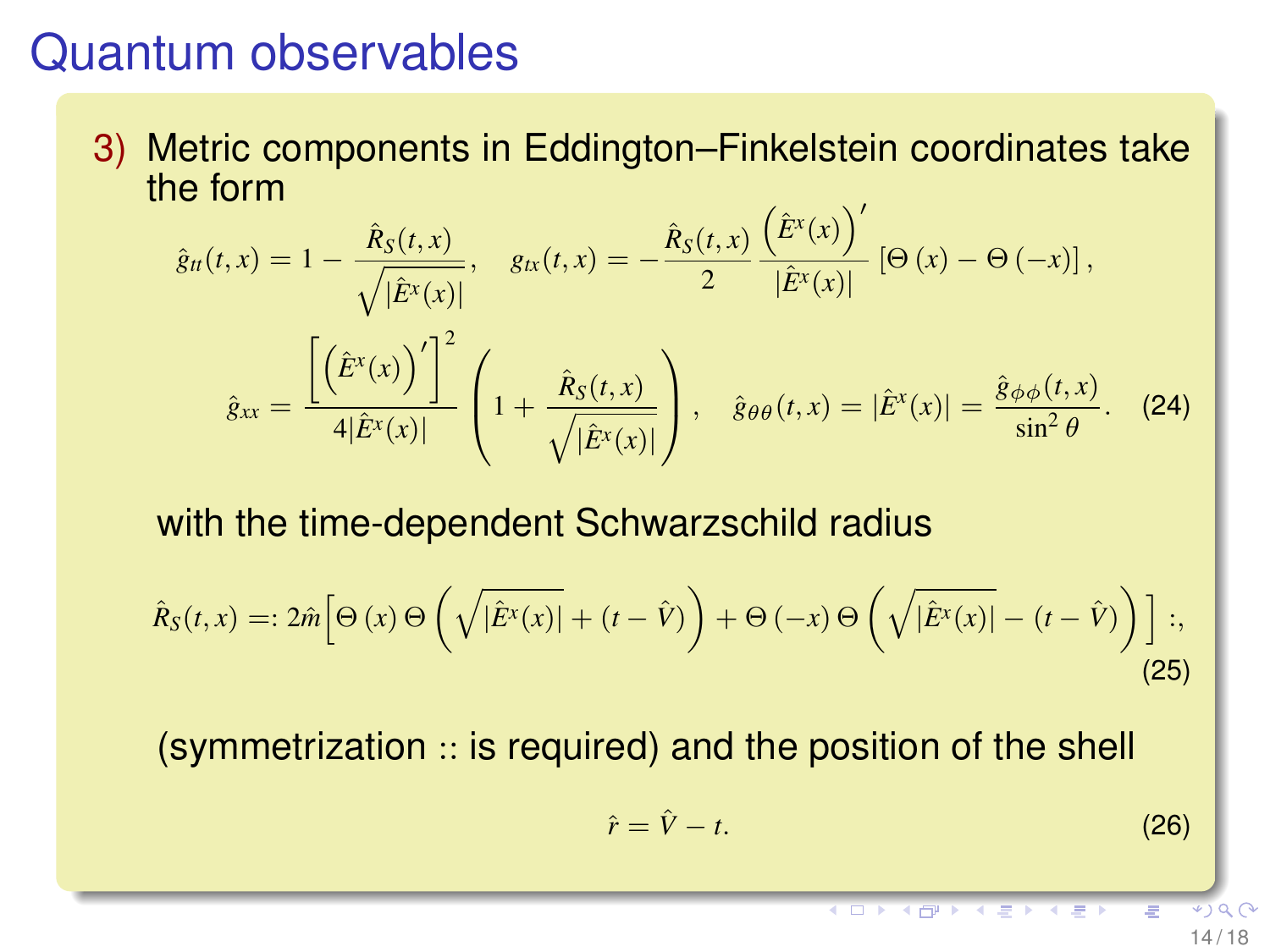# Quantum observables

3) Metric components in Eddington–Finkelstein coordinates take the form

$$\hat{g}_{tt}(t,x) = 1 - \frac{\hat{R}_S(t,x)}{\sqrt{|\hat{E}^x(x)|}}, \quad g_{tx}(t,x) = -\frac{\hat{R}_S(t,x)}{2}\frac{\left(\hat{E}^x(x)\right)'}{|\hat{E}^x(x)|}\left[\Theta\left(x\right) - \Theta\left(-x\right)\right],$$

$$\hat{g}_{xx} = \frac{\left[\left(\hat{E}^x(x)\right)'\right]^2}{4|\hat{E}^x(x)|}\left(1 + \frac{\hat{R}_S(t,x)}{\sqrt{|\hat{E}^x(x)|}}\right), \quad \hat{g}_{\theta\theta}(t,x) = |\hat{E}^x(x)| = \frac{\hat{g}_{\phi\phi}(t,x)}{\sin^2\theta}. \tag{24}$$

with the time-dependent Schwarzschild radius

$$\hat{R}_S(t,x) =: 2\hat{m}\Big[\Theta\left(x\right)\Theta\left(\sqrt{|\hat{E}^x(x)|} + (t-\hat{V})\right) + \Theta\left(-x\right)\Theta\left(\sqrt{|\hat{E}^x(x)|} - (t-\hat{V})\right)\Big] :, \tag{25}$$

(symmetrization :: is required) and the position of the shell

$$\hat{r} = \hat{V} - t. \tag{26}$$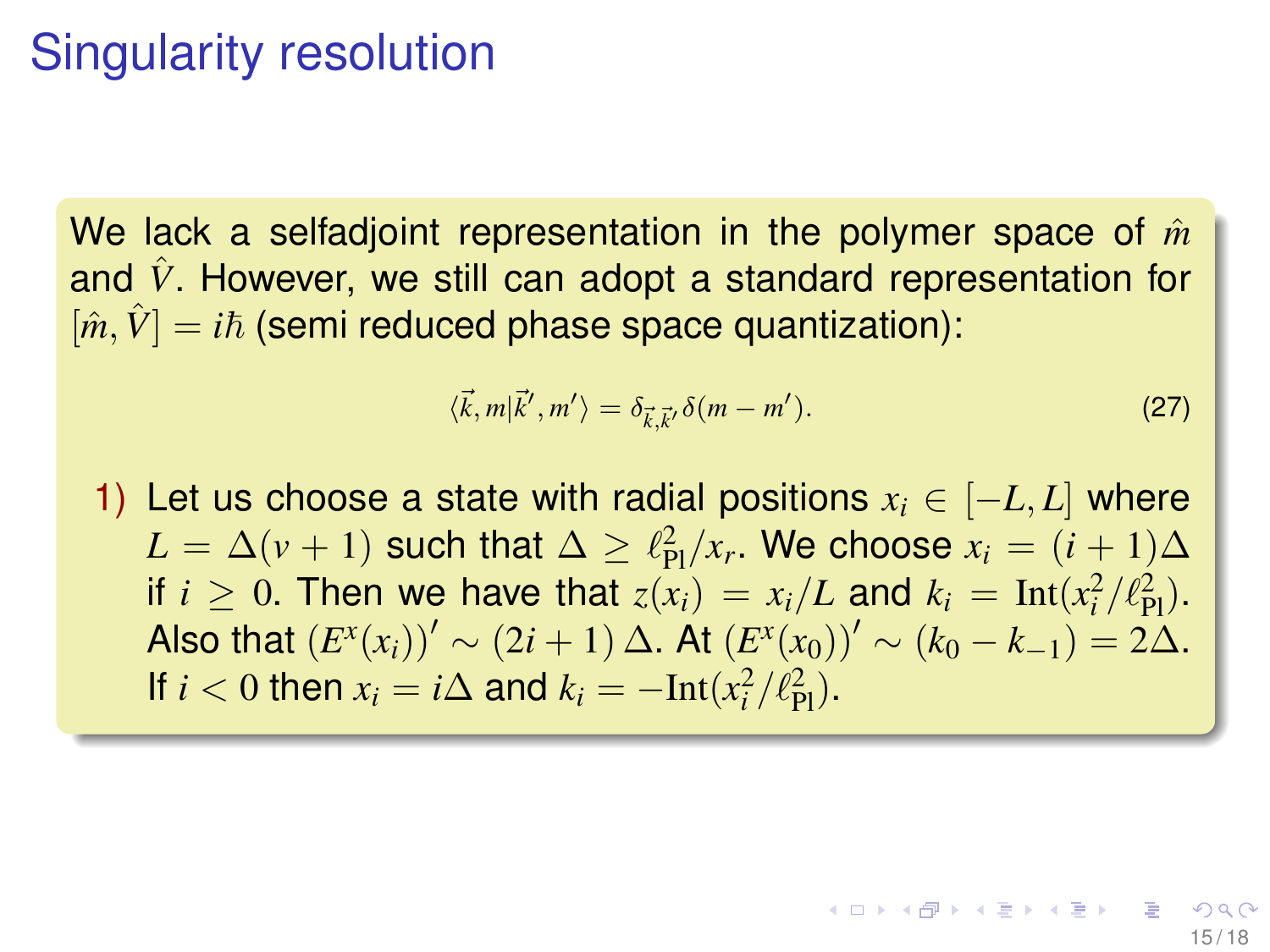# Singularity resolution

We lack a selfadjoint representation in the polymer space of $\hat{m}$ and $\hat{V}$. However, we still can adopt a standard representation for $[\hat{m}, \hat{V}] = i\hbar$ (semi reduced phase space quantization):

$$\langle \vec{k}, m | \vec{k}', m' \rangle = \delta_{\vec{k}, \vec{k}'} \delta(m - m'). \tag{27}$$

1) Let us choose a state with radial positions $x_i \in [-L, L]$ where $L = \Delta(v+1)$ such that $\Delta \geq \ell_{\rm Pl}^2 / x_r$. We choose $x_i = (i+1)\Delta$ if $i \geq 0$. Then we have that $z(x_i) = x_i / L$ and $k_i = {\rm Int}(x_i^2 / \ell_{\rm Pl}^2)$. Also that $(E^x(x_i))' \sim (2i+1)\,\Delta$. At $(E^x(x_0))' \sim (k_0 - k_{-1}) = 2\Delta$. If $i < 0$ then $x_i = i\Delta$ and $k_i = -{\rm Int}(x_i^2 / \ell_{\rm Pl}^2)$.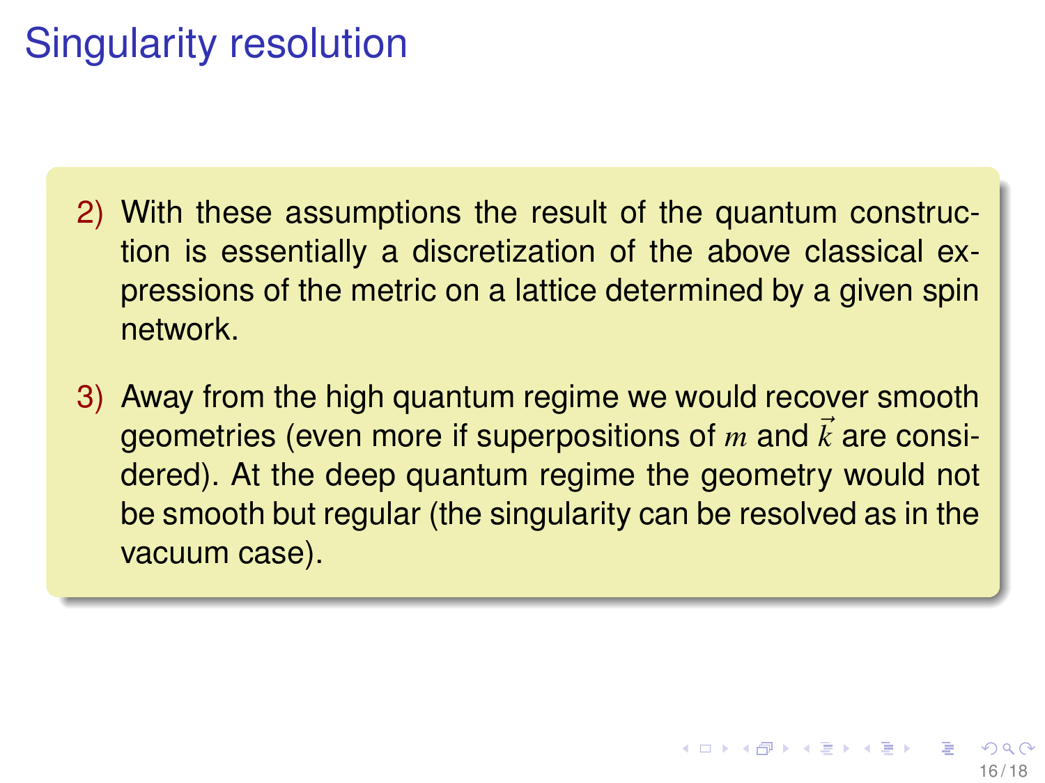# Singularity resolution

2) With these assumptions the result of the quantum construction is essentially a discretization of the above classical expressions of the metric on a lattice determined by a given spin network.

3) Away from the high quantum regime we would recover smooth geometries (even more if superpositions of $m$ and $\vec{k}$ are considered). At the deep quantum regime the geometry would not be smooth but regular (the singularity can be resolved as in the vacuum case).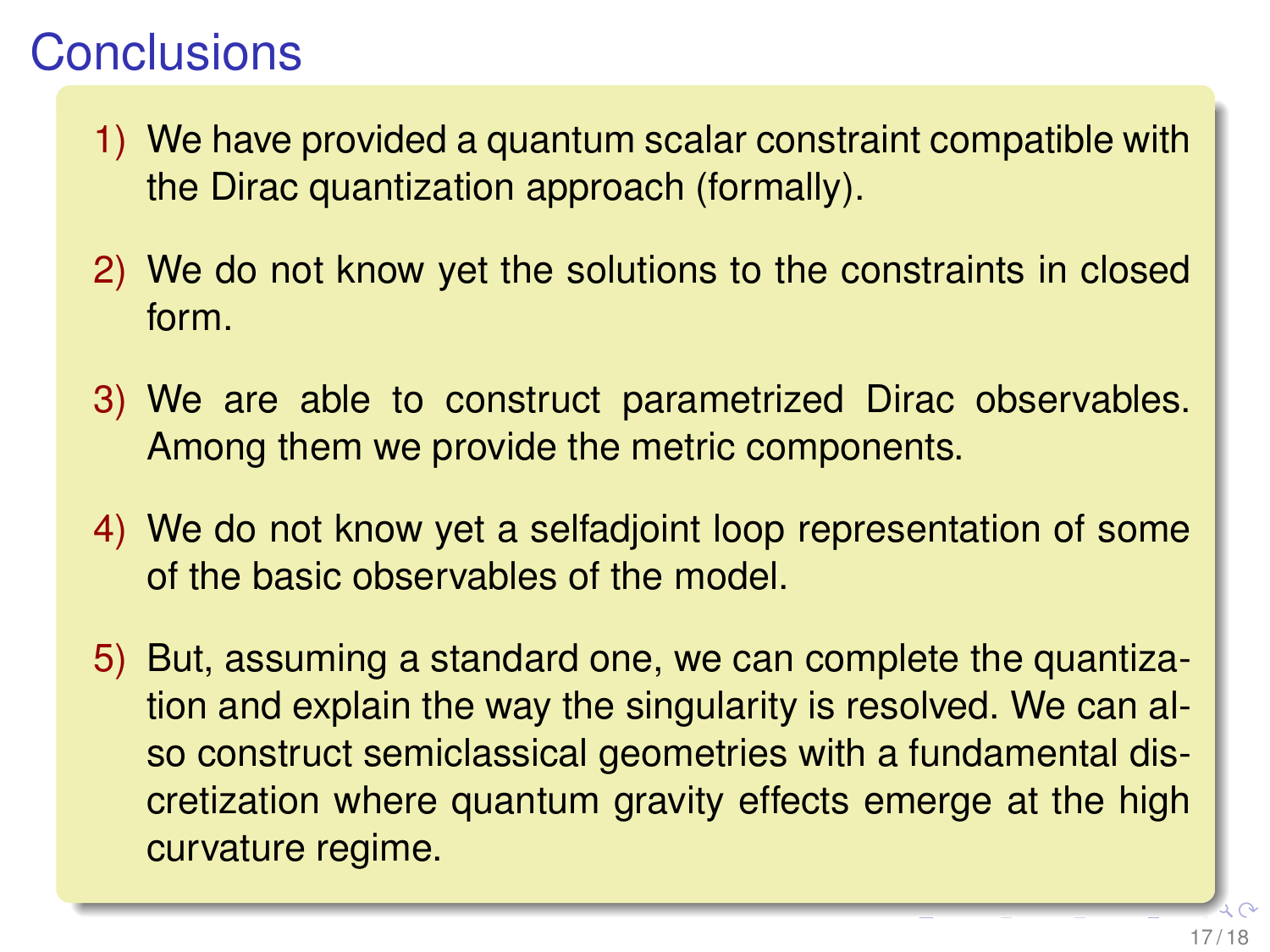# Conclusions

1) We have provided a quantum scalar constraint compatible with the Dirac quantization approach (formally).

2) We do not know yet the solutions to the constraints in closed form.

3) We are able to construct parametrized Dirac observables. Among them we provide the metric components.

4) We do not know yet a selfadjoint loop representation of some of the basic observables of the model.

5) But, assuming a standard one, we can complete the quantization and explain the way the singularity is resolved. We can also construct semiclassical geometries with a fundamental discretization where quantum gravity effects emerge at the high curvature regime.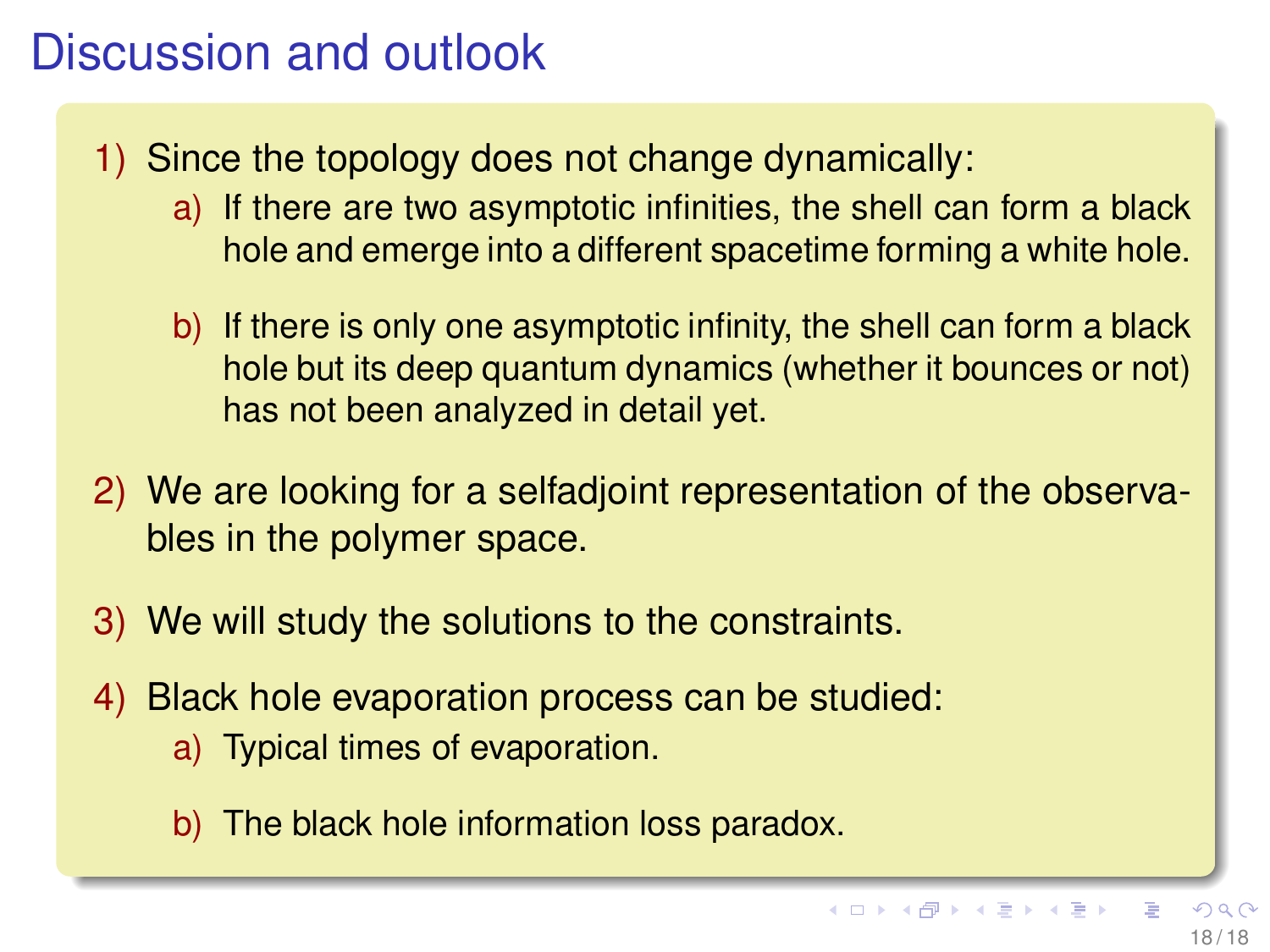# Discussion and outlook

1) Since the topology does not change dynamically:
   a) If there are two asymptotic infinities, the shell can form a black hole and emerge into a different spacetime forming a white hole.
   b) If there is only one asymptotic infinity, the shell can form a black hole but its deep quantum dynamics (whether it bounces or not) has not been analyzed in detail yet.
2) We are looking for a selfadjoint representation of the observables in the polymer space.
3) We will study the solutions to the constraints.
4) Black hole evaporation process can be studied:
   a) Typical times of evaporation.
   b) The black hole information loss paradox.